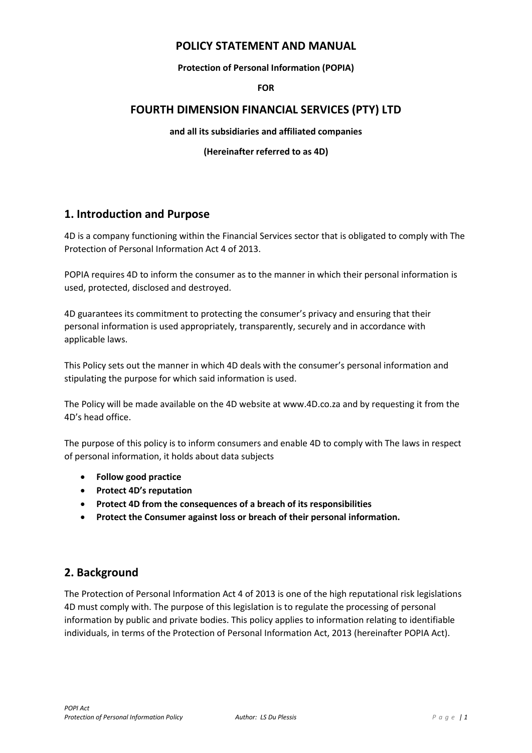# POLICY STATEMENT AND MANUAL

**Protection of Personal Information (POPIA)**

**FOR**

## FOURTH DIMENSION FINANCIAL SERVICES (PTY) LTD

**and all its subsidiaries and affiliated companies**

**(Hereinafter referred to as 4D)**

## 1. Introduction and Purpose

4D is a company functioning within the Financial Services sector that is obligated to comply with The Protection of Personal Information Act 4 of 2013.

POPIA requires 4D to inform the consumer as to the manner in which their personal information is used, protected, disclosed and destroyed.

4D guarantees its commitment to protecting the consumer's privacy and ensuring that their personal information is used appropriately, transparently, securely and in accordance with applicable laws.

This Policy sets out the manner in which 4D deals with the consumer's personal information and stipulating the purpose for which said information is used.

The Policy will be made available on the 4D website at www.4D.co.za and by requesting it from the 4D's head office.

The purpose of this policy is to inform consumers and enable 4D to comply with The laws in respect of personal information, it holds about data subjects

- **Follow good practice**
- **Protect 4D's reputation**
- **Protect 4D from the consequences of a breach of its responsibilities**
- **Protect the Consumer against loss or breach of their personal information.**

## 2. Background

The Protection of Personal Information Act 4 of 2013 is one of the high reputational risk legislations 4D must comply with. The purpose of this legislation is to regulate the processing of personal information by public and private bodies. This policy applies to information relating to identifiable individuals, in terms of the Protection of Personal Information Act, 2013 (hereinafter POPIA Act).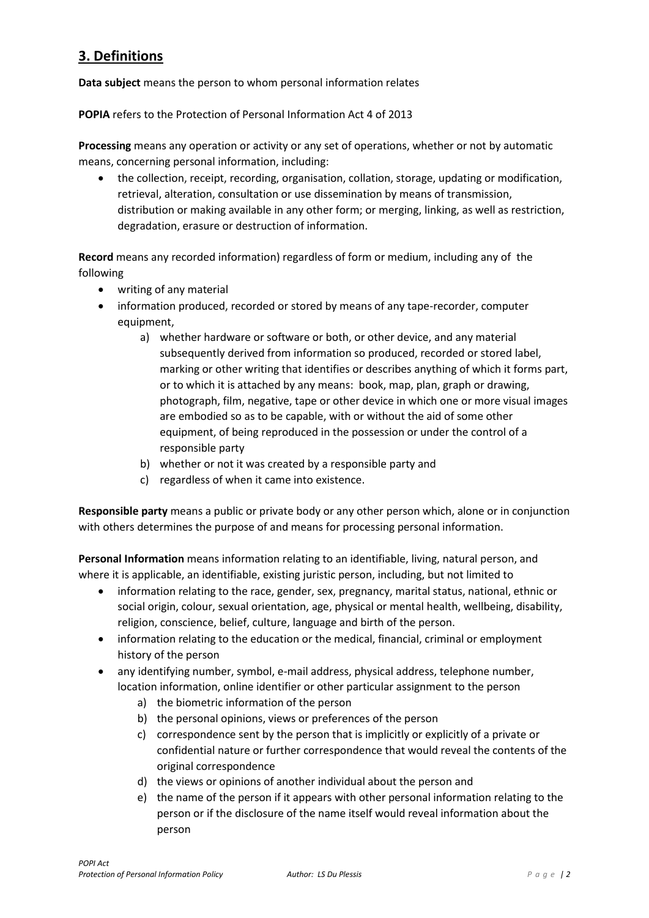## 3. Definitions

**Data subject** means the person to whom personal information relates

**POPIA** refers to the Protection of Personal Information Act 4 of 2013

**Processing** means any operation or activity or any set of operations, whether or not by automatic means, concerning personal information, including:

- the collection, receipt, recording, organisation, collation, storage, updating or modification, retrieval, alteration, consultation or use dissemination by means of transmission, distribution or making available in any other form; or merging, linking, as well as restriction, degradation, erasure or destruction of information.

**Record** means any recorded information) regardless of form or medium, including any of the following

- writing of any material
- information produced, recorded or stored by means of any tape-recorder, computer equipment,
  a) whether hardware or software or both, or other device, and any material subsequently derived from information so produced, recorded or stored label, marking or other writing that identifies or describes anything of which it forms part, or to which it is attached by any means: book, map, plan, graph or drawing, photograph, film, negative, tape or other device in which one or more visual images are embodied so as to be capable, with or without the aid of some other equipment, of being reproduced in the possession or under the control of a responsible party
  b) whether or not it was created by a responsible party and
  c) regardless of when it came into existence.

**Responsible party** means a public or private body or any other person which, alone or in conjunction with others determines the purpose of and means for processing personal information.

**Personal Information** means information relating to an identifiable, living, natural person, and where it is applicable, an identifiable, existing juristic person, including, but not limited to

- information relating to the race, gender, sex, pregnancy, marital status, national, ethnic or social origin, colour, sexual orientation, age, physical or mental health, wellbeing, disability, religion, conscience, belief, culture, language and birth of the person.
- information relating to the education or the medical, financial, criminal or employment history of the person
- any identifying number, symbol, e-mail address, physical address, telephone number, location information, online identifier or other particular assignment to the person
  a) the biometric information of the person
  b) the personal opinions, views or preferences of the person
  c) correspondence sent by the person that is implicitly or explicitly of a private or confidential nature or further correspondence that would reveal the contents of the original correspondence
  d) the views or opinions of another individual about the person and
  e) the name of the person if it appears with other personal information relating to the person or if the disclosure of the name itself would reveal information about the person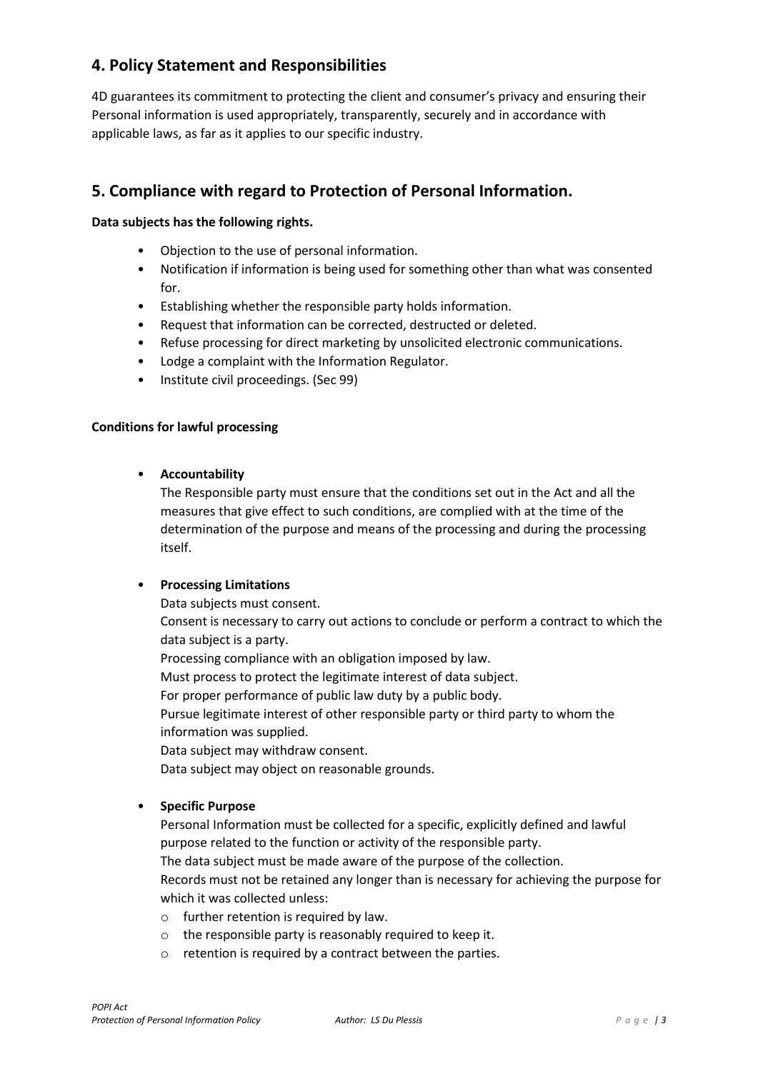## 4. Policy Statement and Responsibilities

4D guarantees its commitment to protecting the client and consumer's privacy and ensuring their Personal information is used appropriately, transparently, securely and in accordance with applicable laws, as far as it applies to our specific industry.

## 5. Compliance with regard to Protection of Personal Information.

**Data subjects has the following rights.**

- Objection to the use of personal information.
- Notification if information is being used for something other than what was consented for.
- Establishing whether the responsible party holds information.
- Request that information can be corrected, destructed or deleted.
- Refuse processing for direct marketing by unsolicited electronic communications.
- Lodge a complaint with the Information Regulator.
- Institute civil proceedings. (Sec 99)

**Conditions for lawful processing**

- **Accountability**
  The Responsible party must ensure that the conditions set out in the Act and all the measures that give effect to such conditions, are complied with at the time of the determination of the purpose and means of the processing and during the processing itself.

- **Processing Limitations**
  Data subjects must consent.
  Consent is necessary to carry out actions to conclude or perform a contract to which the data subject is a party.
  Processing compliance with an obligation imposed by law.
  Must process to protect the legitimate interest of data subject.
  For proper performance of public law duty by a public body.
  Pursue legitimate interest of other responsible party or third party to whom the information was supplied.
  Data subject may withdraw consent.
  Data subject may object on reasonable grounds.

- **Specific Purpose**
  Personal Information must be collected for a specific, explicitly defined and lawful purpose related to the function or activity of the responsible party.
  The data subject must be made aware of the purpose of the collection.
  Records must not be retained any longer than is necessary for achieving the purpose for which it was collected unless:
  - further retention is required by law.
  - the responsible party is reasonably required to keep it.
  - retention is required by a contract between the parties.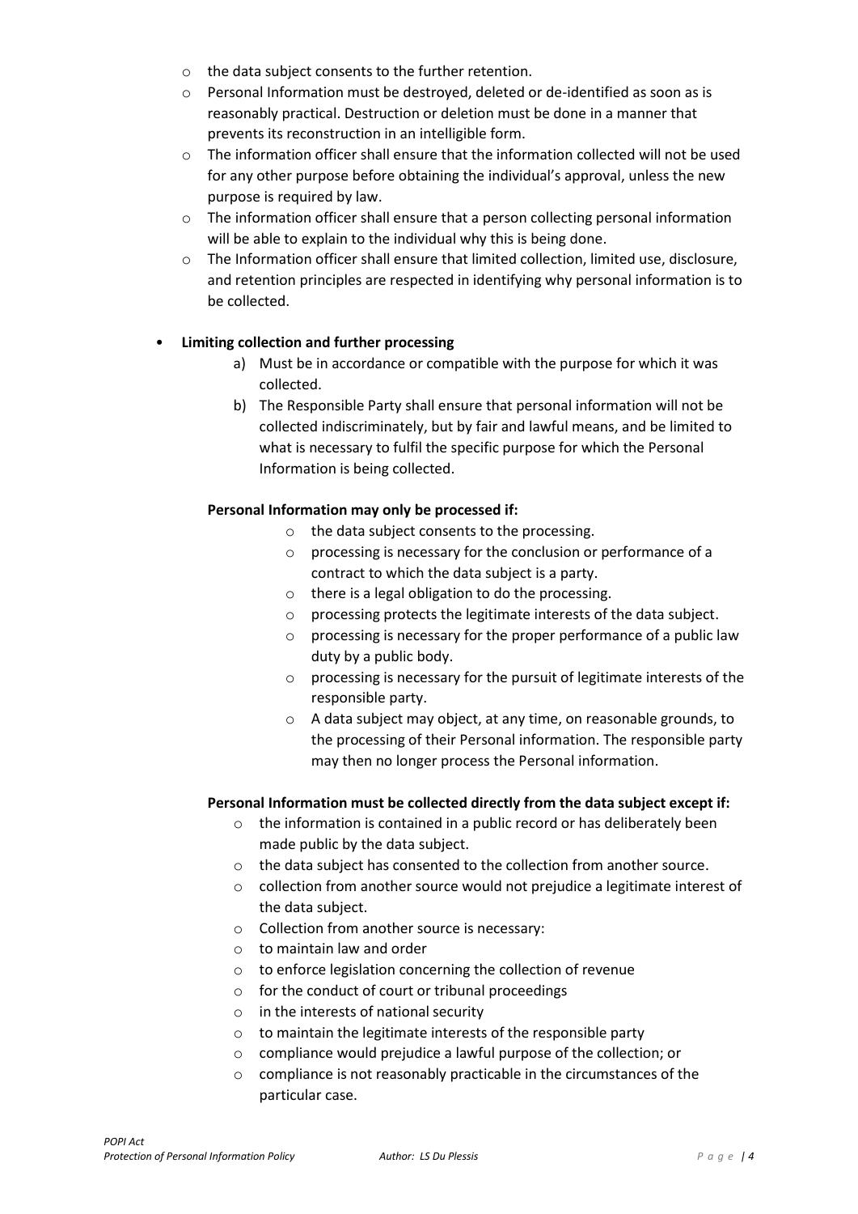- the data subject consents to the further retention.
- Personal Information must be destroyed, deleted or de-identified as soon as is reasonably practical. Destruction or deletion must be done in a manner that prevents its reconstruction in an intelligible form.
- The information officer shall ensure that the information collected will not be used for any other purpose before obtaining the individual's approval, unless the new purpose is required by law.
- The information officer shall ensure that a person collecting personal information will be able to explain to the individual why this is being done.
- The Information officer shall ensure that limited collection, limited use, disclosure, and retention principles are respected in identifying why personal information is to be collected.

- **Limiting collection and further processing**
  a) Must be in accordance or compatible with the purpose for which it was collected.
  b) The Responsible Party shall ensure that personal information will not be collected indiscriminately, but by fair and lawful means, and be limited to what is necessary to fulfil the specific purpose for which the Personal Information is being collected.

  **Personal Information may only be processed if:**
  - the data subject consents to the processing.
  - processing is necessary for the conclusion or performance of a contract to which the data subject is a party.
  - there is a legal obligation to do the processing.
  - processing protects the legitimate interests of the data subject.
  - processing is necessary for the proper performance of a public law duty by a public body.
  - processing is necessary for the pursuit of legitimate interests of the responsible party.
  - A data subject may object, at any time, on reasonable grounds, to the processing of their Personal information. The responsible party may then no longer process the Personal information.

  **Personal Information must be collected directly from the data subject except if:**
  - the information is contained in a public record or has deliberately been made public by the data subject.
  - the data subject has consented to the collection from another source.
  - collection from another source would not prejudice a legitimate interest of the data subject.
  - Collection from another source is necessary:
  - to maintain law and order
  - to enforce legislation concerning the collection of revenue
  - for the conduct of court or tribunal proceedings
  - in the interests of national security
  - to maintain the legitimate interests of the responsible party
  - compliance would prejudice a lawful purpose of the collection; or
  - compliance is not reasonably practicable in the circumstances of the particular case.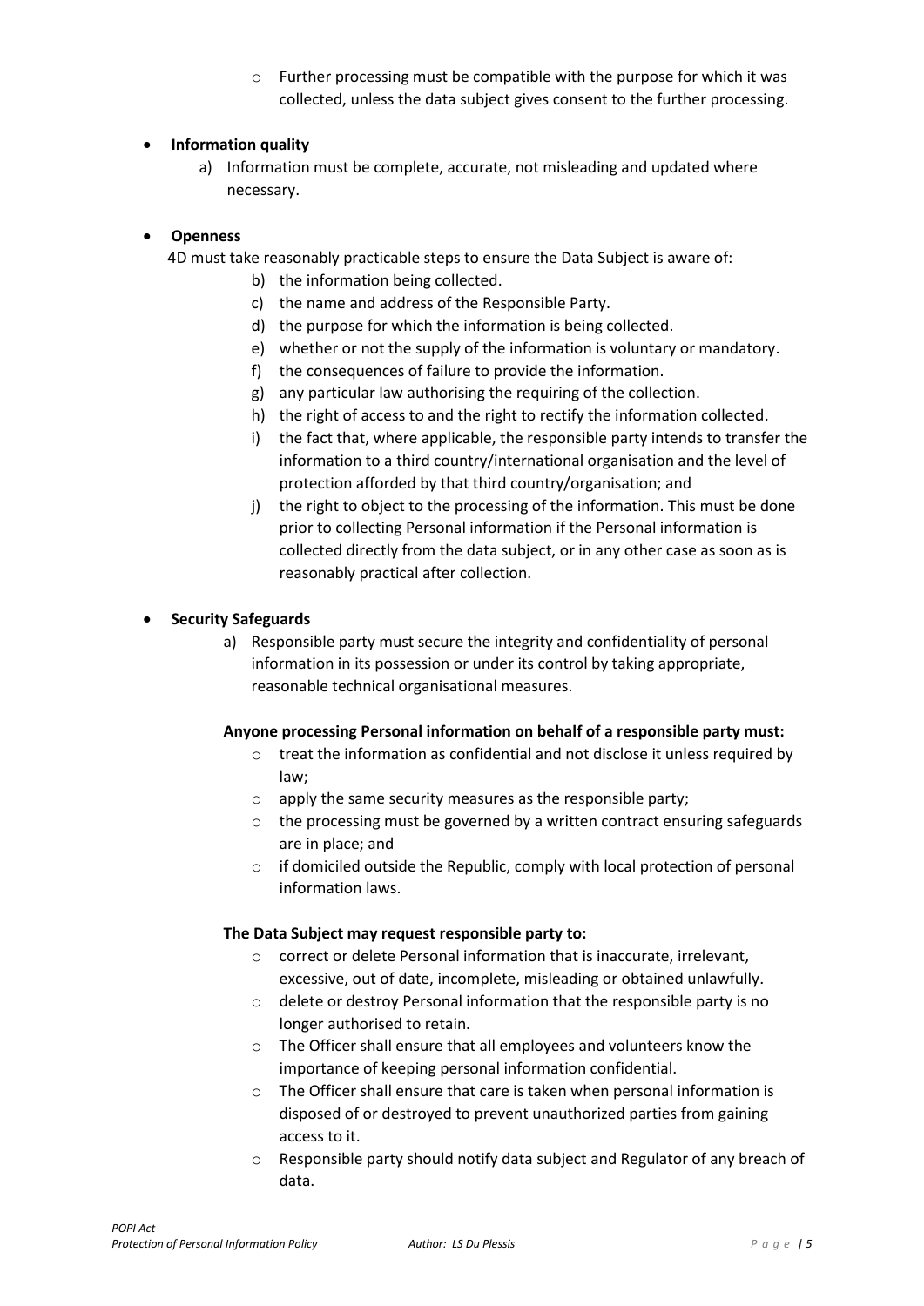- Further processing must be compatible with the purpose for which it was collected, unless the data subject gives consent to the further processing.

- **Information quality**
    a) Information must be complete, accurate, not misleading and updated where necessary.

- **Openness**

  4D must take reasonably practicable steps to ensure the Data Subject is aware of:

    b) the information being collected.
    c) the name and address of the Responsible Party.
    d) the purpose for which the information is being collected.
    e) whether or not the supply of the information is voluntary or mandatory.
    f) the consequences of failure to provide the information.
    g) any particular law authorising the requiring of the collection.
    h) the right of access to and the right to rectify the information collected.
    i) the fact that, where applicable, the responsible party intends to transfer the information to a third country/international organisation and the level of protection afforded by that third country/organisation; and
    j) the right to object to the processing of the information. This must be done prior to collecting Personal information if the Personal information is collected directly from the data subject, or in any other case as soon as is reasonably practical after collection.

- **Security Safeguards**
    a) Responsible party must secure the integrity and confidentiality of personal information in its possession or under its control by taking appropriate, reasonable technical organisational measures.

  **Anyone processing Personal information on behalf of a responsible party must:**

    - treat the information as confidential and not disclose it unless required by law;
    - apply the same security measures as the responsible party;
    - the processing must be governed by a written contract ensuring safeguards are in place; and
    - if domiciled outside the Republic, comply with local protection of personal information laws.

  **The Data Subject may request responsible party to:**

    - correct or delete Personal information that is inaccurate, irrelevant, excessive, out of date, incomplete, misleading or obtained unlawfully.
    - delete or destroy Personal information that the responsible party is no longer authorised to retain.
    - The Officer shall ensure that all employees and volunteers know the importance of keeping personal information confidential.
    - The Officer shall ensure that care is taken when personal information is disposed of or destroyed to prevent unauthorized parties from gaining access to it.
    - Responsible party should notify data subject and Regulator of any breach of data.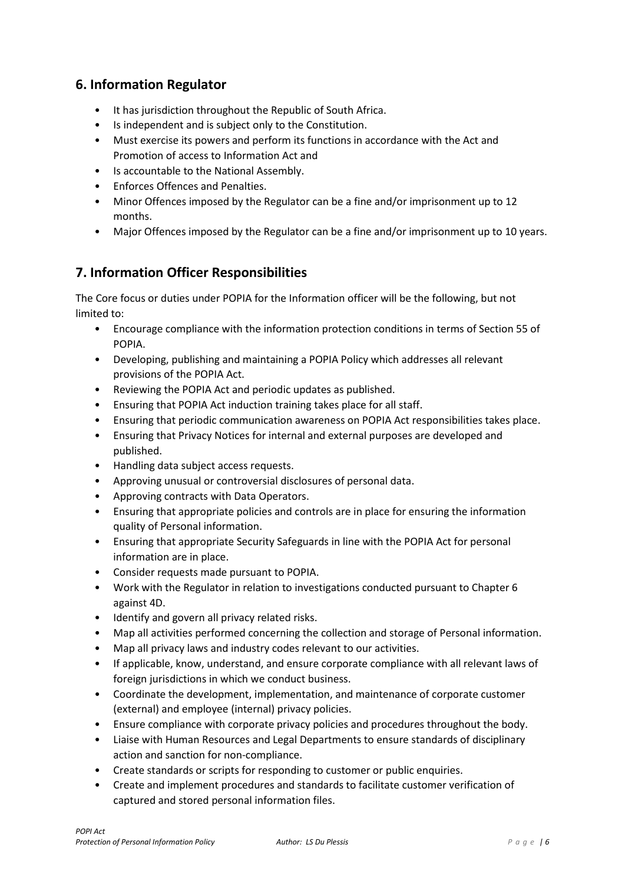## 6. Information Regulator

- It has jurisdiction throughout the Republic of South Africa.
- Is independent and is subject only to the Constitution.
- Must exercise its powers and perform its functions in accordance with the Act and Promotion of access to Information Act and
- Is accountable to the National Assembly.
- Enforces Offences and Penalties.
- Minor Offences imposed by the Regulator can be a fine and/or imprisonment up to 12 months.
- Major Offences imposed by the Regulator can be a fine and/or imprisonment up to 10 years.

## 7. Information Officer Responsibilities

The Core focus or duties under POPIA for the Information officer will be the following, but not limited to:

- Encourage compliance with the information protection conditions in terms of Section 55 of POPIA.
- Developing, publishing and maintaining a POPIA Policy which addresses all relevant provisions of the POPIA Act.
- Reviewing the POPIA Act and periodic updates as published.
- Ensuring that POPIA Act induction training takes place for all staff.
- Ensuring that periodic communication awareness on POPIA Act responsibilities takes place.
- Ensuring that Privacy Notices for internal and external purposes are developed and published.
- Handling data subject access requests.
- Approving unusual or controversial disclosures of personal data.
- Approving contracts with Data Operators.
- Ensuring that appropriate policies and controls are in place for ensuring the information quality of Personal information.
- Ensuring that appropriate Security Safeguards in line with the POPIA Act for personal information are in place.
- Consider requests made pursuant to POPIA.
- Work with the Regulator in relation to investigations conducted pursuant to Chapter 6 against 4D.
- Identify and govern all privacy related risks.
- Map all activities performed concerning the collection and storage of Personal information.
- Map all privacy laws and industry codes relevant to our activities.
- If applicable, know, understand, and ensure corporate compliance with all relevant laws of foreign jurisdictions in which we conduct business.
- Coordinate the development, implementation, and maintenance of corporate customer (external) and employee (internal) privacy policies.
- Ensure compliance with corporate privacy policies and procedures throughout the body.
- Liaise with Human Resources and Legal Departments to ensure standards of disciplinary action and sanction for non-compliance.
- Create standards or scripts for responding to customer or public enquiries.
- Create and implement procedures and standards to facilitate customer verification of captured and stored personal information files.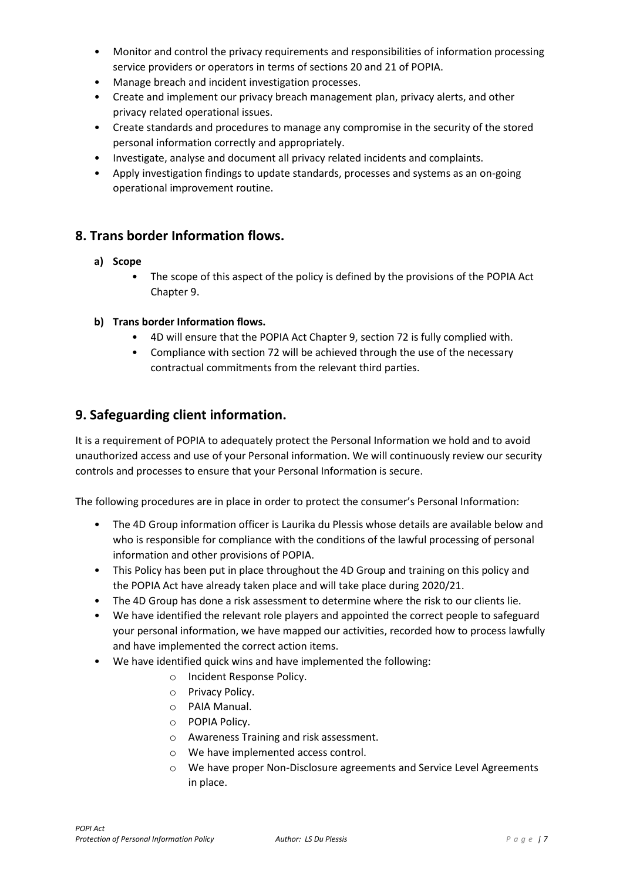- Monitor and control the privacy requirements and responsibilities of information processing service providers or operators in terms of sections 20 and 21 of POPIA.
- Manage breach and incident investigation processes.
- Create and implement our privacy breach management plan, privacy alerts, and other privacy related operational issues.
- Create standards and procedures to manage any compromise in the security of the stored personal information correctly and appropriately.
- Investigate, analyse and document all privacy related incidents and complaints.
- Apply investigation findings to update standards, processes and systems as an on-going operational improvement routine.

## 8. Trans border Information flows.

**a) Scope**

- The scope of this aspect of the policy is defined by the provisions of the POPIA Act Chapter 9.

**b) Trans border Information flows.**

- 4D will ensure that the POPIA Act Chapter 9, section 72 is fully complied with.
- Compliance with section 72 will be achieved through the use of the necessary contractual commitments from the relevant third parties.

## 9. Safeguarding client information.

It is a requirement of POPIA to adequately protect the Personal Information we hold and to avoid unauthorized access and use of your Personal information. We will continuously review our security controls and processes to ensure that your Personal Information is secure.

The following procedures are in place in order to protect the consumer's Personal Information:

- The 4D Group information officer is Laurika du Plessis whose details are available below and who is responsible for compliance with the conditions of the lawful processing of personal information and other provisions of POPIA.
- This Policy has been put in place throughout the 4D Group and training on this policy and the POPIA Act have already taken place and will take place during 2020/21.
- The 4D Group has done a risk assessment to determine where the risk to our clients lie.
- We have identified the relevant role players and appointed the correct people to safeguard your personal information, we have mapped our activities, recorded how to process lawfully and have implemented the correct action items.
- We have identified quick wins and have implemented the following:
    - Incident Response Policy.
    - Privacy Policy.
    - PAIA Manual.
    - POPIA Policy.
    - Awareness Training and risk assessment.
    - We have implemented access control.
    - We have proper Non-Disclosure agreements and Service Level Agreements in place.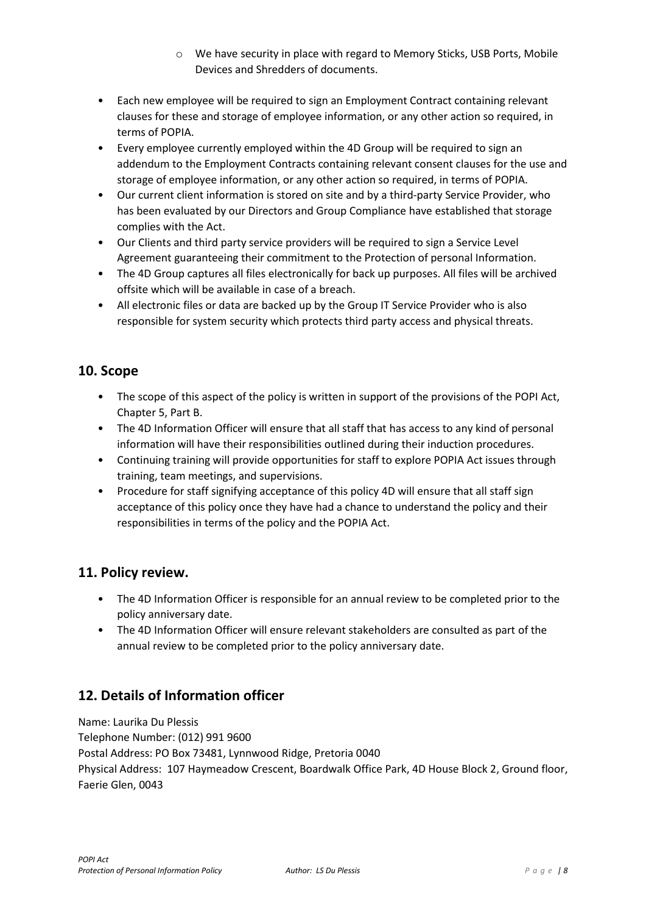- We have security in place with regard to Memory Sticks, USB Ports, Mobile Devices and Shredders of documents.

- Each new employee will be required to sign an Employment Contract containing relevant clauses for these and storage of employee information, or any other action so required, in terms of POPIA.
- Every employee currently employed within the 4D Group will be required to sign an addendum to the Employment Contracts containing relevant consent clauses for the use and storage of employee information, or any other action so required, in terms of POPIA.
- Our current client information is stored on site and by a third-party Service Provider, who has been evaluated by our Directors and Group Compliance have established that storage complies with the Act.
- Our Clients and third party service providers will be required to sign a Service Level Agreement guaranteeing their commitment to the Protection of personal Information.
- The 4D Group captures all files electronically for back up purposes. All files will be archived offsite which will be available in case of a breach.
- All electronic files or data are backed up by the Group IT Service Provider who is also responsible for system security which protects third party access and physical threats.

## 10. Scope

- The scope of this aspect of the policy is written in support of the provisions of the POPI Act, Chapter 5, Part B.
- The 4D Information Officer will ensure that all staff that has access to any kind of personal information will have their responsibilities outlined during their induction procedures.
- Continuing training will provide opportunities for staff to explore POPIA Act issues through training, team meetings, and supervisions.
- Procedure for staff signifying acceptance of this policy 4D will ensure that all staff sign acceptance of this policy once they have had a chance to understand the policy and their responsibilities in terms of the policy and the POPIA Act.

## 11. Policy review.

- The 4D Information Officer is responsible for an annual review to be completed prior to the policy anniversary date.
- The 4D Information Officer will ensure relevant stakeholders are consulted as part of the annual review to be completed prior to the policy anniversary date.

## 12. Details of Information officer

Name: Laurika Du Plessis
Telephone Number: (012) 991 9600
Postal Address: PO Box 73481, Lynnwood Ridge, Pretoria 0040
Physical Address: 107 Haymeadow Crescent, Boardwalk Office Park, 4D House Block 2, Ground floor, Faerie Glen, 0043